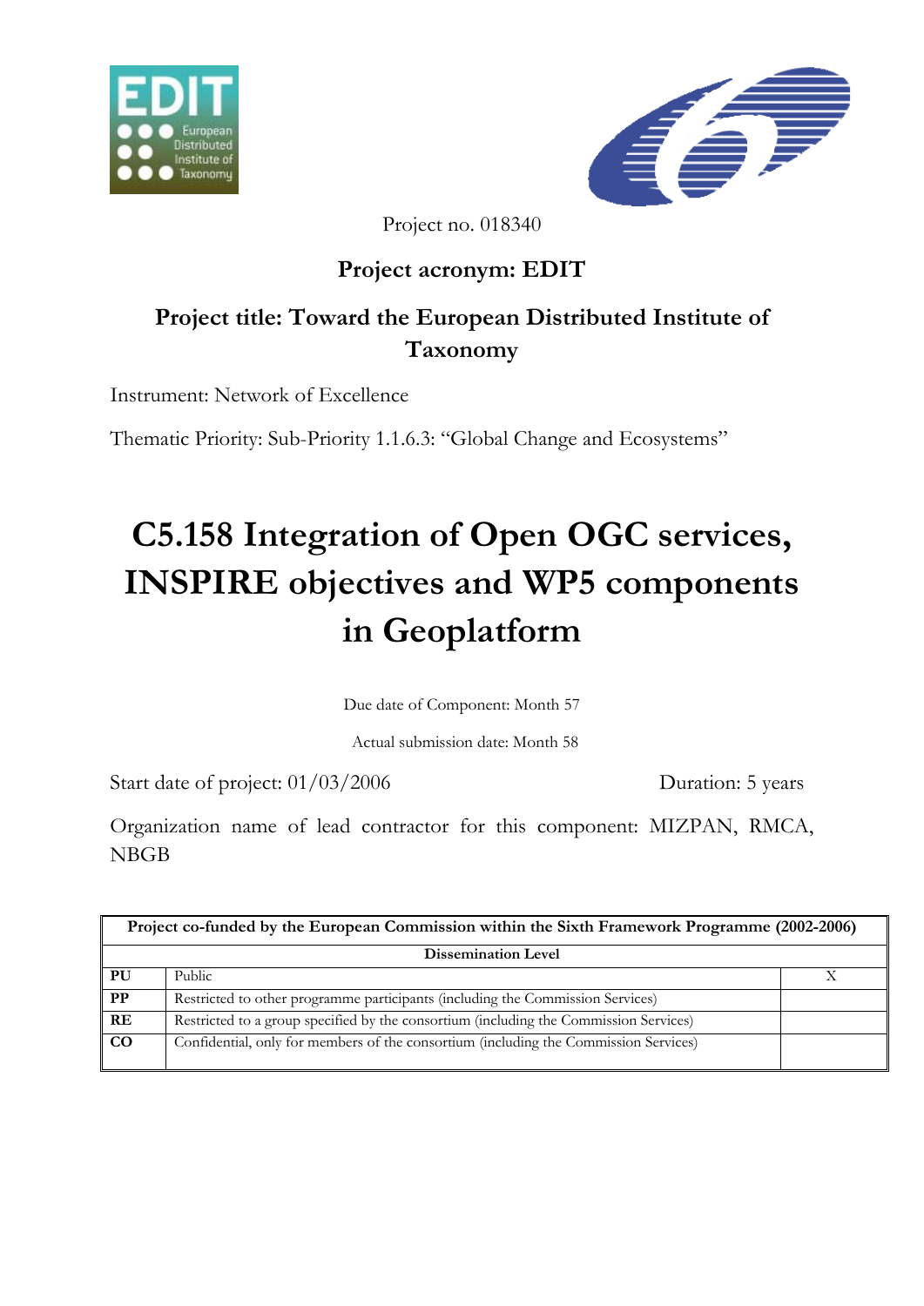Project no. 018340

**Project acronym: EDIT**

**Project title: Toward the European Distributed Institute of Taxonomy**

Instrument: Network of Excellence

Thematic Priority: Sub-Priority 1.1.6.3: "Global Change and Ecosystems"

# C5.158 Integration of Open OGC services, INSPIRE objectives and WP5 components in Geoplatform

Due date of Component: Month 57

Actual submission date: Month 58

Start date of project: 01/03/2006 Duration: 5 years

Organization name of lead contractor for this component: MIZPAN, RMCA, NBGB

| Project co-funded by the European Commission within the Sixth Framework Programme (2002-2006) | | |
|---|---|---|
| **Dissemination Level** | | |
| **PU** | Public | X |
| **PP** | Restricted to other programme participants (including the Commission Services) | |
| **RE** | Restricted to a group specified by the consortium (including the Commission Services) | |
| **CO** | Confidential, only for members of the consortium (including the Commission Services) | |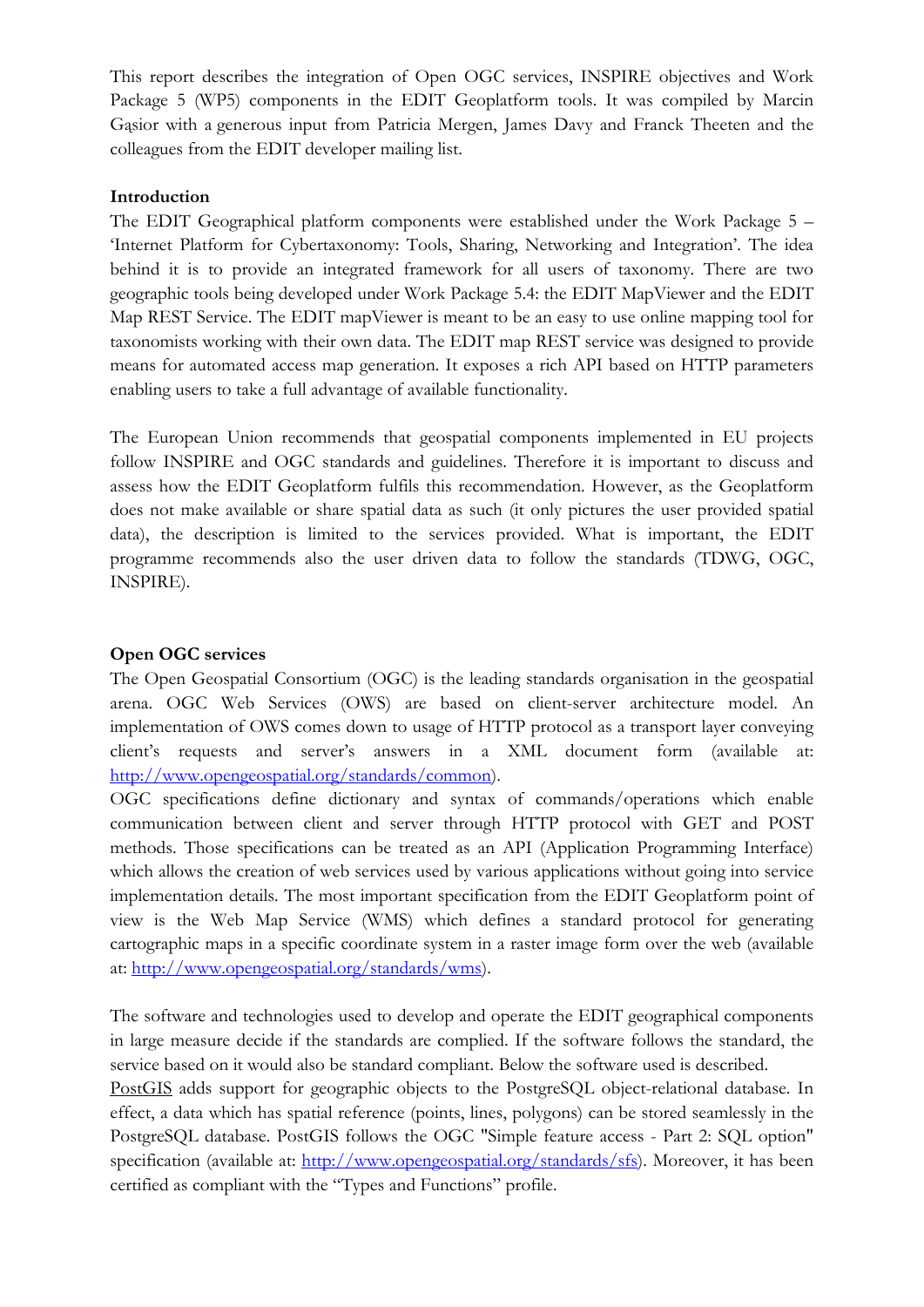This report describes the integration of Open OGC services, INSPIRE objectives and Work Package 5 (WP5) components in the EDIT Geoplatform tools. It was compiled by Marcin Gąsior with a generous input from Patricia Mergen, James Davy and Franck Theeten and the colleagues from the EDIT developer mailing list.

**Introduction**

The EDIT Geographical platform components were established under the Work Package 5 – 'Internet Platform for Cybertaxonomy: Tools, Sharing, Networking and Integration'. The idea behind it is to provide an integrated framework for all users of taxonomy. There are two geographic tools being developed under Work Package 5.4: the EDIT MapViewer and the EDIT Map REST Service. The EDIT mapViewer is meant to be an easy to use online mapping tool for taxonomists working with their own data. The EDIT map REST service was designed to provide means for automated access map generation. It exposes a rich API based on HTTP parameters enabling users to take a full advantage of available functionality.

The European Union recommends that geospatial components implemented in EU projects follow INSPIRE and OGC standards and guidelines. Therefore it is important to discuss and assess how the EDIT Geoplatform fulfils this recommendation. However, as the Geoplatform does not make available or share spatial data as such (it only pictures the user provided spatial data), the description is limited to the services provided. What is important, the EDIT programme recommends also the user driven data to follow the standards (TDWG, OGC, INSPIRE).

**Open OGC services**

The Open Geospatial Consortium (OGC) is the leading standards organisation in the geospatial arena. OGC Web Services (OWS) are based on client-server architecture model. An implementation of OWS comes down to usage of HTTP protocol as a transport layer conveying client's requests and server's answers in a XML document form (available at: [http://www.opengeospatial.org/standards/common](http://www.opengeospatial.org/standards/common)).

OGC specifications define dictionary and syntax of commands/operations which enable communication between client and server through HTTP protocol with GET and POST methods. Those specifications can be treated as an API (Application Programming Interface) which allows the creation of web services used by various applications without going into service implementation details. The most important specification from the EDIT Geoplatform point of view is the Web Map Service (WMS) which defines a standard protocol for generating cartographic maps in a specific coordinate system in a raster image form over the web (available at: [http://www.opengeospatial.org/standards/wms](http://www.opengeospatial.org/standards/wms)).

The software and technologies used to develop and operate the EDIT geographical components in large measure decide if the standards are complied. If the software follows the standard, the service based on it would also be standard compliant. Below the software used is described.

PostGIS adds support for geographic objects to the PostgreSQL object-relational database. In effect, a data which has spatial reference (points, lines, polygons) can be stored seamlessly in the PostgreSQL database. PostGIS follows the OGC "Simple feature access - Part 2: SQL option" specification (available at: [http://www.opengeospatial.org/standards/sfs](http://www.opengeospatial.org/standards/sfs)). Moreover, it has been certified as compliant with the "Types and Functions" profile.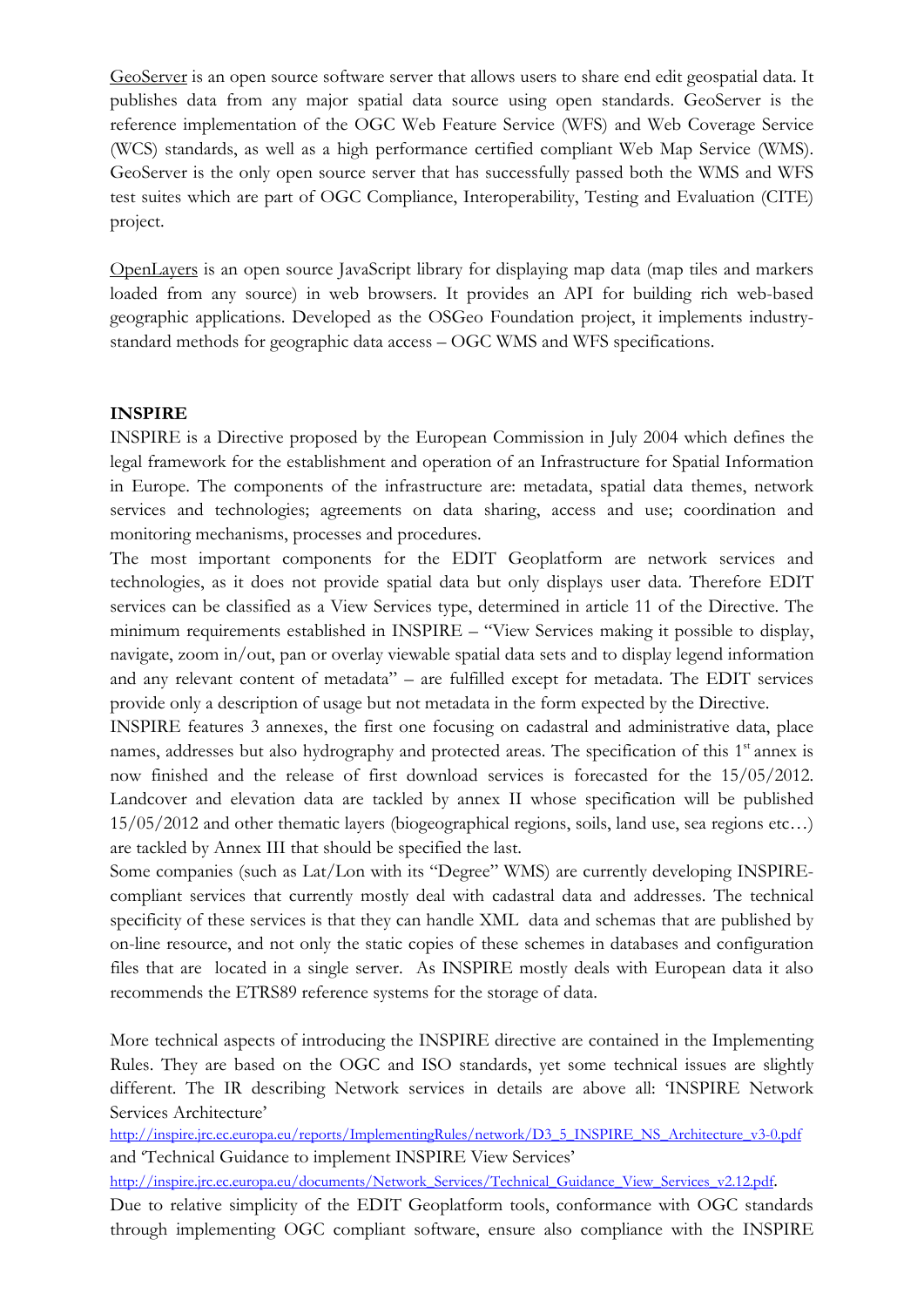GeoServer is an open source software server that allows users to share end edit geospatial data. It publishes data from any major spatial data source using open standards. GeoServer is the reference implementation of the OGC Web Feature Service (WFS) and Web Coverage Service (WCS) standards, as well as a high performance certified compliant Web Map Service (WMS). GeoServer is the only open source server that has successfully passed both the WMS and WFS test suites which are part of OGC Compliance, Interoperability, Testing and Evaluation (CITE) project.

OpenLayers is an open source JavaScript library for displaying map data (map tiles and markers loaded from any source) in web browsers. It provides an API for building rich web-based geographic applications. Developed as the OSGeo Foundation project, it implements industry-standard methods for geographic data access – OGC WMS and WFS specifications.

**INSPIRE**

INSPIRE is a Directive proposed by the European Commission in July 2004 which defines the legal framework for the establishment and operation of an Infrastructure for Spatial Information in Europe. The components of the infrastructure are: metadata, spatial data themes, network services and technologies; agreements on data sharing, access and use; coordination and monitoring mechanisms, processes and procedures.

The most important components for the EDIT Geoplatform are network services and technologies, as it does not provide spatial data but only displays user data. Therefore EDIT services can be classified as a View Services type, determined in article 11 of the Directive. The minimum requirements established in INSPIRE – "View Services making it possible to display, navigate, zoom in/out, pan or overlay viewable spatial data sets and to display legend information and any relevant content of metadata" – are fulfilled except for metadata. The EDIT services provide only a description of usage but not metadata in the form expected by the Directive.

INSPIRE features 3 annexes, the first one focusing on cadastral and administrative data, place names, addresses but also hydrography and protected areas. The specification of this 1st annex is now finished and the release of first download services is forecasted for the 15/05/2012. Landcover and elevation data are tackled by annex II whose specification will be published 15/05/2012 and other thematic layers (biogeographical regions, soils, land use, sea regions etc…) are tackled by Annex III that should be specified the last.

Some companies (such as Lat/Lon with its "Degree" WMS) are currently developing INSPIRE-compliant services that currently mostly deal with cadastral data and addresses. The technical specificity of these services is that they can handle XML data and schemas that are published by on-line resource, and not only the static copies of these schemes in databases and configuration files that are located in a single server. As INSPIRE mostly deals with European data it also recommends the ETRS89 reference systems for the storage of data.

More technical aspects of introducing the INSPIRE directive are contained in the Implementing Rules. They are based on the OGC and ISO standards, yet some technical issues are slightly different. The IR describing Network services in details are above all: 'INSPIRE Network Services Architecture'
http://inspire.jrc.ec.europa.eu/reports/ImplementingRules/network/D3_5_INSPIRE_NS_Architecture_v3-0.pdf
and 'Technical Guidance to implement INSPIRE View Services'
http://inspire.jrc.ec.europa.eu/documents/Network_Services/Technical_Guidance_View_Services_v2.12.pdf.

Due to relative simplicity of the EDIT Geoplatform tools, conformance with OGC standards through implementing OGC compliant software, ensure also compliance with the INSPIRE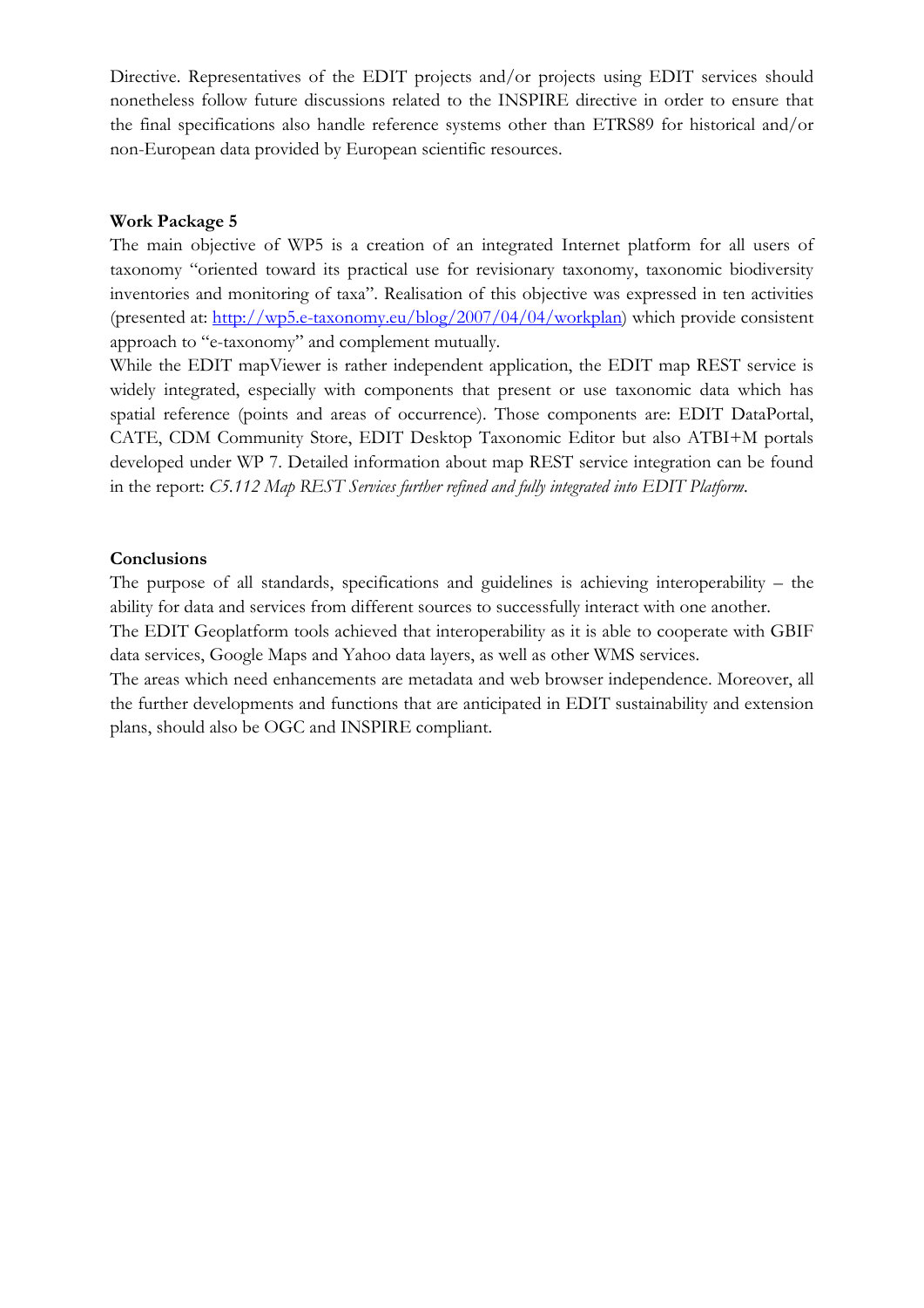Directive. Representatives of the EDIT projects and/or projects using EDIT services should nonetheless follow future discussions related to the INSPIRE directive in order to ensure that the final specifications also handle reference systems other than ETRS89 for historical and/or non-European data provided by European scientific resources.

**Work Package 5**

The main objective of WP5 is a creation of an integrated Internet platform for all users of taxonomy "oriented toward its practical use for revisionary taxonomy, taxonomic biodiversity inventories and monitoring of taxa". Realisation of this objective was expressed in ten activities (presented at: http://wp5.e-taxonomy.eu/blog/2007/04/04/workplan) which provide consistent approach to "e-taxonomy" and complement mutually.

While the EDIT mapViewer is rather independent application, the EDIT map REST service is widely integrated, especially with components that present or use taxonomic data which has spatial reference (points and areas of occurrence). Those components are: EDIT DataPortal, CATE, CDM Community Store, EDIT Desktop Taxonomic Editor but also ATBI+M portals developed under WP 7. Detailed information about map REST service integration can be found in the report: *C5.112 Map REST Services further refined and fully integrated into EDIT Platform*.

**Conclusions**

The purpose of all standards, specifications and guidelines is achieving interoperability – the ability for data and services from different sources to successfully interact with one another.

The EDIT Geoplatform tools achieved that interoperability as it is able to cooperate with GBIF data services, Google Maps and Yahoo data layers, as well as other WMS services.

The areas which need enhancements are metadata and web browser independence. Moreover, all the further developments and functions that are anticipated in EDIT sustainability and extension plans, should also be OGC and INSPIRE compliant.